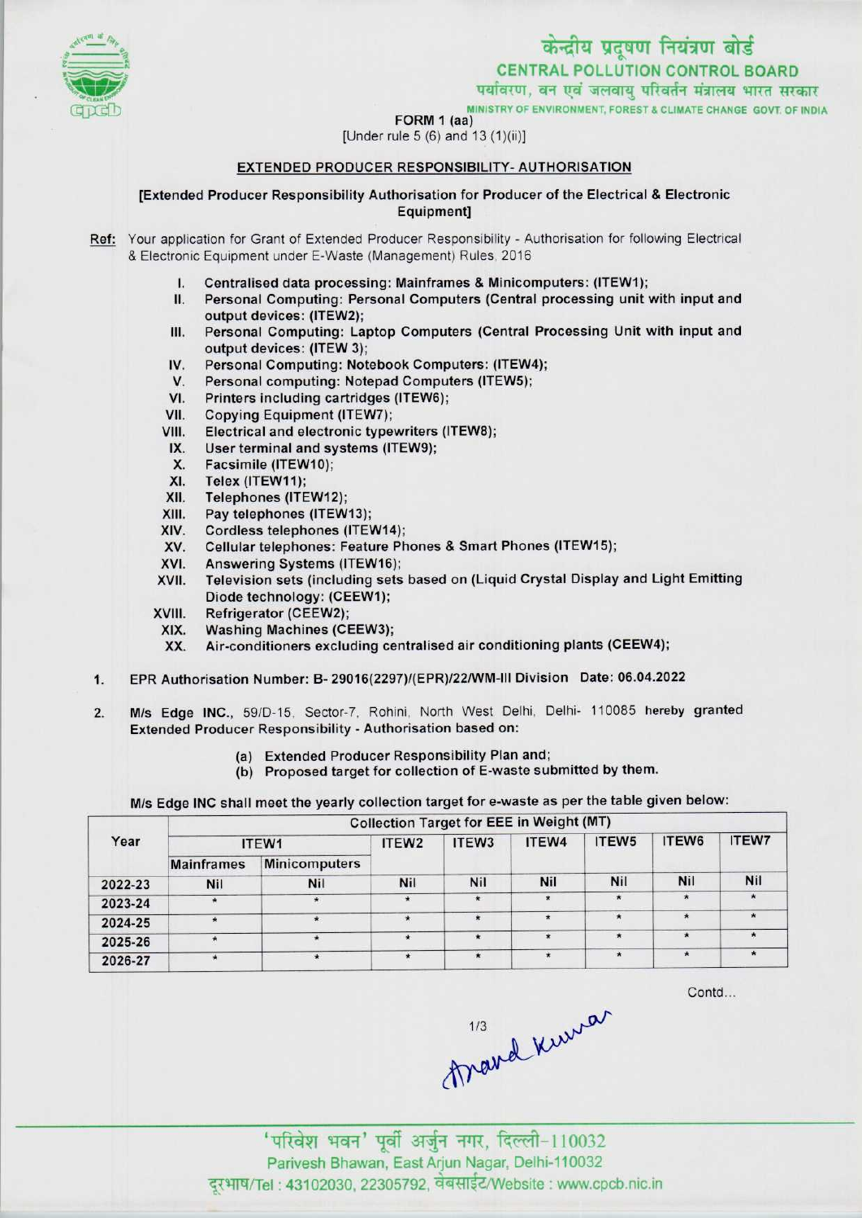केन्द्रीय प्रदूषण नियंत्रण बोर्ड

CENTRAL POLLUTION CONTROL BOARD

पर्यावरण, वन एवं जलवायु परिवर्तन मंत्रालय भारत सरकार

MINISTRY OF ENVIRONMENT, FOREST & CLIMATE CHANGE GOVT. OF INDIA

FORM 1 (aa)

[Under rule 5 (6) and 13 (1)(ii)]

## EXTENDED PRODUCER RESPONSIBILITY- AUTHORISATION

**[Extended Producer Responsibility Authorisation for Producer of the Electrical & Electronic Equipment]**

Ref: Your application for Grant of Extended Producer Responsibility - Authorisation for following Electrical & Electronic Equipment under E-Waste (Management) Rules, 2016

I. Centralised data processing: Mainframes & Minicomputers: (ITEW1);
II. Personal Computing: Personal Computers (Central processing unit with input and output devices: (ITEW2);
III. Personal Computing: Laptop Computers (Central Processing Unit with input and output devices: (ITEW 3);
IV. Personal Computing: Notebook Computers: (ITEW4);
V. Personal computing: Notepad Computers (ITEW5);
VI. Printers including cartridges (ITEW6);
VII. Copying Equipment (ITEW7);
VIII. Electrical and electronic typewriters (ITEW8);
IX. User terminal and systems (ITEW9);
X. Facsimile (ITEW10);
XI. Telex (ITEW11);
XII. Telephones (ITEW12);
XIII. Pay telephones (ITEW13);
XIV. Cordless telephones (ITEW14);
XV. Cellular telephones: Feature Phones & Smart Phones (ITEW15);
XVI. Answering Systems (ITEW16);
XVII. Television sets (including sets based on (Liquid Crystal Display and Light Emitting Diode technology: (CEEW1);
XVIII. Refrigerator (CEEW2);
XIX. Washing Machines (CEEW3);
XX. Air-conditioners excluding centralised air conditioning plants (CEEW4);

1. EPR Authorisation Number: B- 29016(2297)/(EPR)/22/WM-III Division Date: 06.04.2022

2. M/s Edge INC., 59/D-15, Sector-7, Rohini, North West Delhi, Delhi- 110085 hereby granted Extended Producer Responsibility - Authorisation based on:

   (a) Extended Producer Responsibility Plan and;
   (b) Proposed target for collection of E-waste submitted by them.

M/s Edge INC shall meet the yearly collection target for e-waste as per the table given below:

| Year | Collection Target for EEE in Weight (MT) | | | | | | | |
|---|---|---|---|---|---|---|---|---|
| | ITEW1 | | ITEW2 | ITEW3 | ITEW4 | ITEW5 | ITEW6 | ITEW7 |
| | Mainframes | Minicomputers | | | | | | |
| 2022-23 | Nil | Nil | Nil | Nil | Nil | Nil | Nil | Nil |
| 2023-24 | * | * | * | * | * | * | * | * |
| 2024-25 | * | * | * | * | * | * | * | * |
| 2025-26 | * | * | * | * | * | * | * | * |
| 2026-27 | * | * | * | * | * | * | * | * |

Contd...

'परिवेश भवन' पूर्वी अर्जुन नगर, दिल्ली-110032

Parivesh Bhawan, East Arjun Nagar, Delhi-110032

दूरभाष/Tel : 43102030, 22305792, वेबसाईट/Website : www.cpcb.nic.in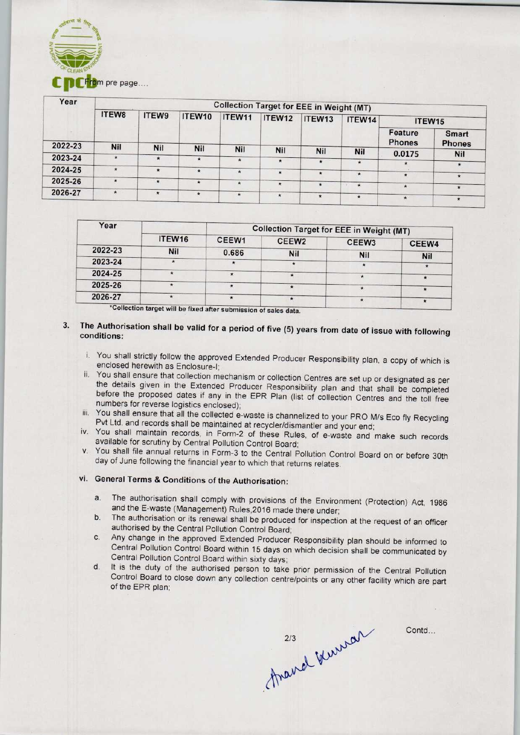From pre page....

| Year | Collection Target for EEE in Weight (MT) | | | | | | | | |
|---|---|---|---|---|---|---|---|---|---|
| | ITEW8 | ITEW9 | ITEW10 | ITEW11 | ITEW12 | ITEW13 | ITEW14 | ITEW15 | |
| | | | | | | | | Feature Phones | Smart Phones |
| 2022-23 | Nil | Nil | Nil | Nil | Nil | Nil | Nil | 0.0175 | Nil |
| 2023-24 | * | * | * | * | * | * | * | * | * |
| 2024-25 | * | * | * | * | * | * | * | * | * |
| 2025-26 | * | * | * | * | * | * | * | * | * |
| 2026-27 | * | * | * | * | * | * | * | * | * |

| Year | Collection Target for EEE in Weight (MT) | | | | |
|---|---|---|---|---|---|
| | ITEW16 | CEEW1 | CEEW2 | CEEW3 | CEEW4 |
| 2022-23 | Nil | 0.686 | Nil | Nil | Nil |
| 2023-24 | * | * | * | * | * |
| 2024-25 | * | * | * | * | * |
| 2025-26 | * | * | * | * | * |
| 2026-27 | * | * | * | * | * |

*Collection target will be fixed after submission of sales data.

3. **The Authorisation shall be valid for a period of five (5) years from date of issue with following conditions:**

   i. You shall strictly follow the approved Extended Producer Responsibility plan, a copy of which is enclosed herewith as Enclosure-I;
   ii. You shall ensure that collection mechanism or collection Centres are set up or designated as per the details given in the Extended Producer Responsibility plan and that shall be completed before the proposed dates if any in the EPR Plan (list of collection Centres and the toll free numbers for reverse logistics enclosed);
   iii. You shall ensure that all the collected e-waste is channelized to your PRO M/s Eco fly Recycling Pvt Ltd. and records shall be maintained at recycler/dismantler and your end;
   iv. You shall maintain records, in Form-2 of these Rules, of e-waste and make such records available for scrutiny by Central Pollution Control Board;
   v. You shall file annual returns in Form-3 to the Central Pollution Control Board on or before 30th day of June following the financial year to which that returns relates.

   vi. **General Terms & Conditions of the Authorisation:**

      a. The authorisation shall comply with provisions of the Environment (Protection) Act, 1986 and the E-waste (Management) Rules,2016 made there under;
      b. The authorisation or its renewal shall be produced for inspection at the request of an officer authorised by the Central Pollution Control Board;
      c. Any change in the approved Extended Producer Responsibility plan should be informed to Central Pollution Control Board within 15 days on which decision shall be communicated by Central Pollution Control Board within sixty days;
      d. It is the duty of the authorised person to take prior permission of the Central Pollution Control Board to close down any collection centre/points or any other facility which are part of the EPR plan;

Contd...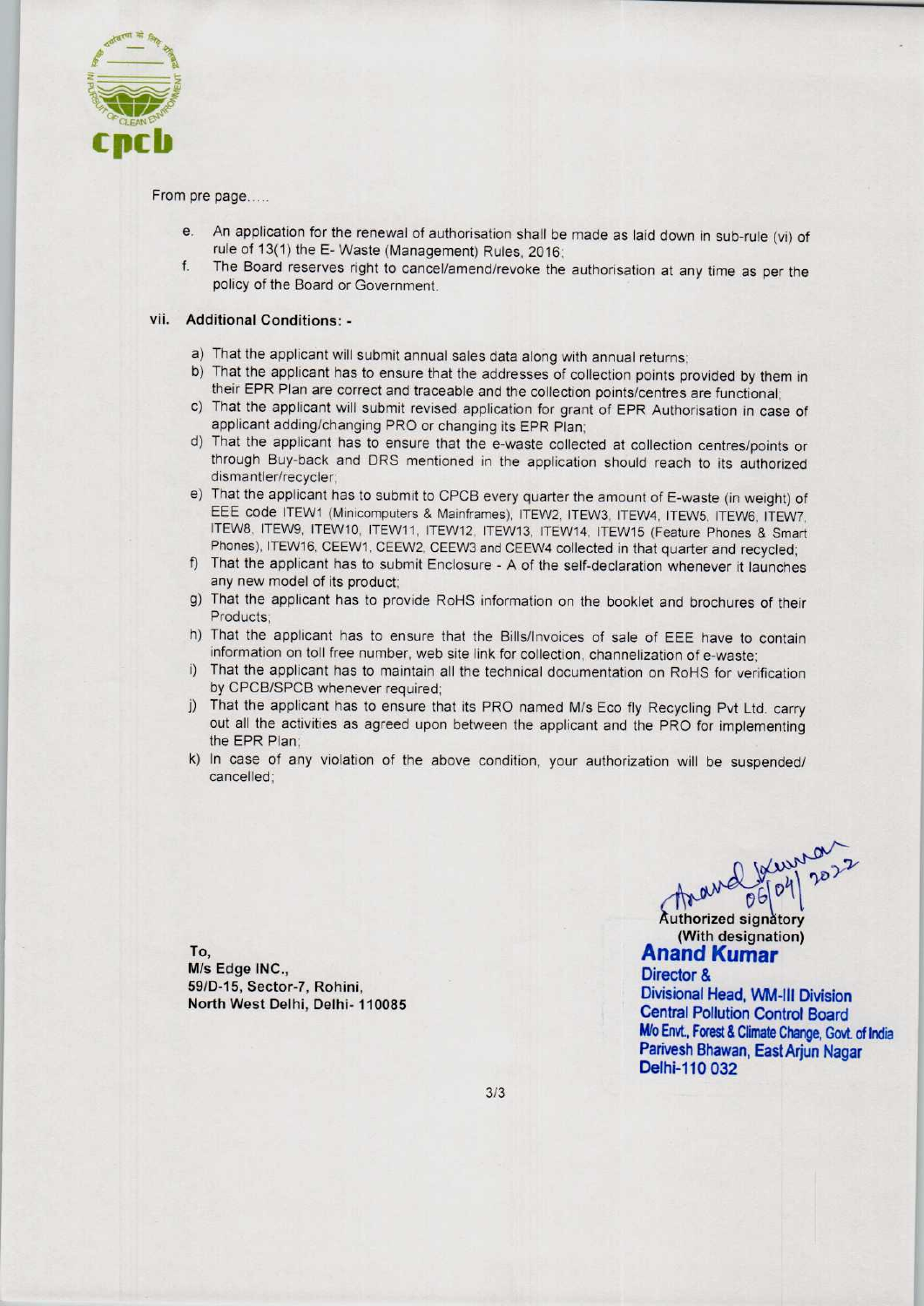From pre page.....

e. An application for the renewal of authorisation shall be made as laid down in sub-rule (vi) of rule of 13(1) the E- Waste (Management) Rules, 2016;

f. The Board reserves right to cancel/amend/revoke the authorisation at any time as per the policy of the Board or Government.

vii. **Additional Conditions: -**

a) That the applicant will submit annual sales data along with annual returns;

b) That the applicant has to ensure that the addresses of collection points provided by them in their EPR Plan are correct and traceable and the collection points/centres are functional;

c) That the applicant will submit revised application for grant of EPR Authorisation in case of applicant adding/changing PRO or changing its EPR Plan;

d) That the applicant has to ensure that the e-waste collected at collection centres/points or through Buy-back and DRS mentioned in the application should reach to its authorized dismantler/recycler;

e) That the applicant has to submit to CPCB every quarter the amount of E-waste (in weight) of EEE code ITEW1 (Minicomputers & Mainframes), ITEW2, ITEW3, ITEW4, ITEW5, ITEW6, ITEW7, ITEW8, ITEW9, ITEW10, ITEW11, ITEW12, ITEW13, ITEW14, ITEW15 (Feature Phones & Smart Phones), ITEW16, CEEW1, CEEW2, CEEW3 and CEEW4 collected in that quarter and recycled;

f) That the applicant has to submit Enclosure - A of the self-declaration whenever it launches any new model of its product;

g) That the applicant has to provide RoHS information on the booklet and brochures of their Products;

h) That the applicant has to ensure that the Bills/Invoices of sale of EEE have to contain information on toll free number, web site link for collection, channelization of e-waste;

i) That the applicant has to maintain all the technical documentation on RoHS for verification by CPCB/SPCB whenever required;

j) That the applicant has to ensure that its PRO named M/s Eco fly Recycling Pvt Ltd. carry out all the activities as agreed upon between the applicant and the PRO for implementing the EPR Plan;

k) In case of any violation of the above condition, your authorization will be suspended/ cancelled;

06/04/2022

Authorized signatory
(With designation)

**Anand Kumar**
Director &
Divisional Head, WM-III Division
Central Pollution Control Board
M/o Envt., Forest & Climate Change, Govt. of India
Parivesh Bhawan, East Arjun Nagar
Delhi-110 032

To,
M/s Edge INC.,
59/D-15, Sector-7, Rohini,
North West Delhi, Delhi- 110085